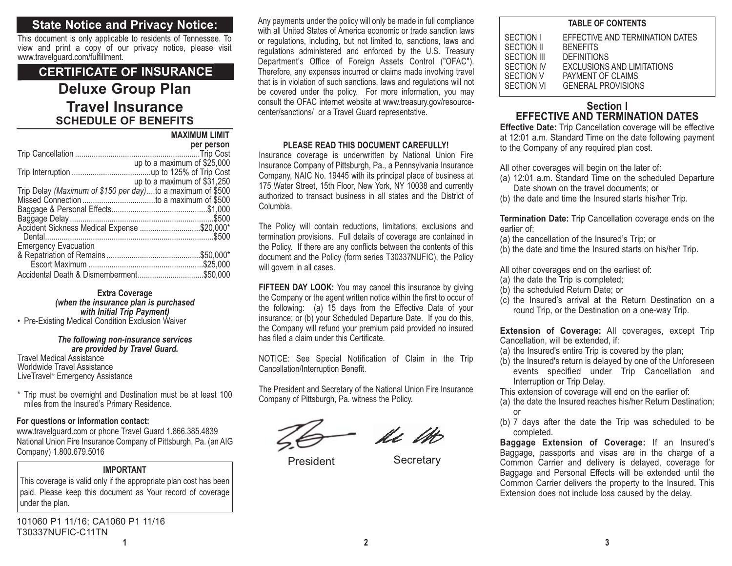## State Notice and Privacy Notice:

This document is only applicable to residents of Tennessee. To view and print a copy of our privacy notice, please visit www.travelguard.com/fulfillment.

## CERTIFICATE OF INSURANCE

# Deluxe Group Plan

# Travel Insurance

## SCHEDULE OF BENEFITS

| | MAXIMUM LIMIT per person |
|---|---|
| Trip Cancellation | Trip Cost up to a maximum of $25,000 |
| Trip Interruption | up to 125% of Trip Cost up to a maximum of $31,250 |
| Trip Delay *(Maximum of $150 per day)* | to a maximum of $500 |
| Missed Connection | to a maximum of $500 |
| Baggage & Personal Effects | $1,000 |
| Baggage Delay | $500 |
| Accident Sickness Medical Expense | $20,000* |
| Dental | $500 |
| Emergency Evacuation & Repatriation of Remains | $50,000* |
| Escort Maximum | $25,000 |
| Accidental Death & Dismemberment | $50,000 |

**Extra Coverage**
***(when the insurance plan is purchased with Initial Trip Payment)***

- Pre-Existing Medical Condition Exclusion Waiver

***The following non-insurance services are provided by Travel Guard.***

Travel Medical Assistance
Worldwide Travel Assistance
LiveTravel® Emergency Assistance

\* Trip must be overnight and Destination must be at least 100 miles from the Insured's Primary Residence.

**For questions or information contact:**
www.travelguard.com or phone Travel Guard 1.866.385.4839
National Union Fire Insurance Company of Pittsburgh, Pa. (an AIG Company) 1.800.679.5016

**IMPORTANT**

This coverage is valid only if the appropriate plan cost has been paid. Please keep this document as Your record of coverage under the plan.

101060 P1 11/16; CA1060 P1 11/16
T30337NUFIC-C11TN

Any payments under the policy will only be made in full compliance with all United States of America economic or trade sanction laws or regulations, including, but not limited to, sanctions, laws and regulations administered and enforced by the U.S. Treasury Department's Office of Foreign Assets Control ("OFAC"). Therefore, any expenses incurred or claims made involving travel that is in violation of such sanctions, laws and regulations will not be covered under the policy. For more information, you may consult the OFAC internet website at www.treasury.gov/resource-center/sanctions/ or a Travel Guard representative.

**PLEASE READ THIS DOCUMENT CAREFULLY!**

Insurance coverage is underwritten by National Union Fire Insurance Company of Pittsburgh, Pa., a Pennsylvania Insurance Company, NAIC No. 19445 with its principal place of business at 175 Water Street, 15th Floor, New York, NY 10038 and currently authorized to transact business in all states and the District of Columbia.

The Policy will contain reductions, limitations, exclusions and termination provisions. Full details of coverage are contained in the Policy. If there are any conflicts between the contents of this document and the Policy (form series T30337NUFIC), the Policy will govern in all cases.

**FIFTEEN DAY LOOK:** You may cancel this insurance by giving the Company or the agent written notice within the first to occur of the following: (a) 15 days from the Effective Date of your insurance; or (b) your Scheduled Departure Date. If you do this, the Company will refund your premium paid provided no insured has filed a claim under this Certificate.

NOTICE: See Special Notification of Claim in the Trip Cancellation/Interruption Benefit.

The President and Secretary of the National Union Fire Insurance Company of Pittsburgh, Pa. witness the Policy.

President    Secretary

**TABLE OF CONTENTS**

| | |
|---|---|
| SECTION I | EFFECTIVE AND TERMINATION DATES |
| SECTION II | BENEFITS |
| SECTION III | DEFINITIONS |
| SECTION IV | EXCLUSIONS AND LIMITATIONS |
| SECTION V | PAYMENT OF CLAIMS |
| SECTION VI | GENERAL PROVISIONS |

## Section I
## EFFECTIVE AND TERMINATION DATES

**Effective Date:** Trip Cancellation coverage will be effective at 12:01 a.m. Standard Time on the date following payment to the Company of any required plan cost.

All other coverages will begin on the later of:

(a) 12:01 a.m. Standard Time on the scheduled Departure Date shown on the travel documents; or
(b) the date and time the Insured starts his/her Trip.

**Termination Date:** Trip Cancellation coverage ends on the earlier of:

(a) the cancellation of the Insured's Trip; or
(b) the date and time the Insured starts on his/her Trip.

All other coverages end on the earliest of:

(a) the date the Trip is completed;
(b) the scheduled Return Date; or
(c) the Insured's arrival at the Return Destination on a round Trip, or the Destination on a one-way Trip.

**Extension of Coverage:** All coverages, except Trip Cancellation, will be extended, if:

(a) the Insured's entire Trip is covered by the plan;
(b) the Insured's return is delayed by one of the Unforeseen events specified under Trip Cancellation and Interruption or Trip Delay.

This extension of coverage will end on the earlier of:

(a) the date the Insured reaches his/her Return Destination; or
(b) 7 days after the date the Trip was scheduled to be completed.

**Baggage Extension of Coverage:** If an Insured's Baggage, passports and visas are in the charge of a Common Carrier and delivery is delayed, coverage for Baggage and Personal Effects will be extended until the Common Carrier delivers the property to the Insured. This Extension does not include loss caused by the delay.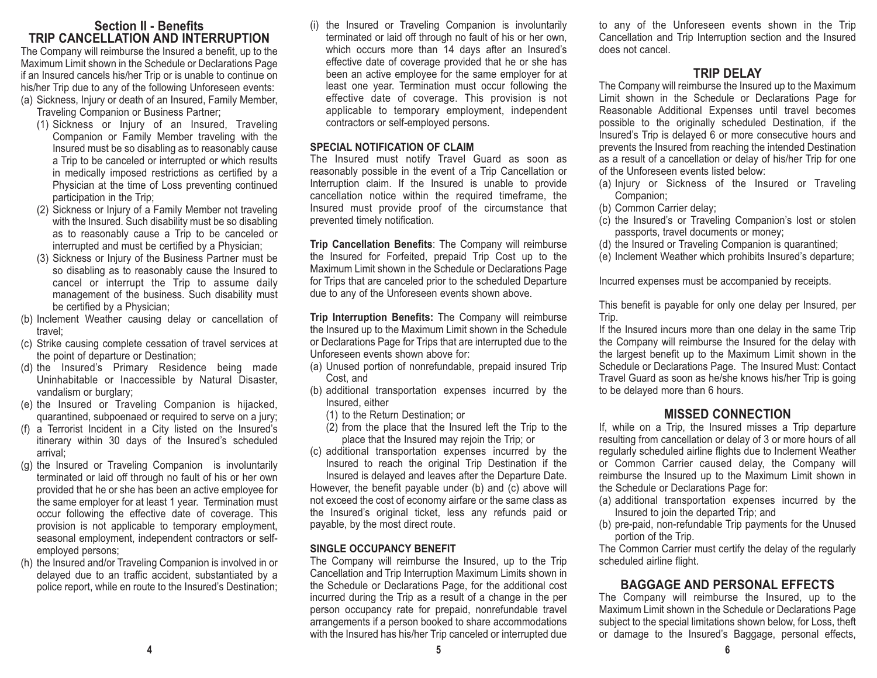## Section II - Benefits

### TRIP CANCELLATION AND INTERRUPTION

The Company will reimburse the Insured a benefit, up to the Maximum Limit shown in the Schedule or Declarations Page if an Insured cancels his/her Trip or is unable to continue on his/her Trip due to any of the following Unforeseen events:

(a) Sickness, Injury or death of an Insured, Family Member, Traveling Companion or Business Partner;
   (1) Sickness or Injury of an Insured, Traveling Companion or Family Member traveling with the Insured must be so disabling as to reasonably cause a Trip to be canceled or interrupted or which results in medically imposed restrictions as certified by a Physician at the time of Loss preventing continued participation in the Trip;
   (2) Sickness or Injury of a Family Member not traveling with the Insured. Such disability must be so disabling as to reasonably cause a Trip to be canceled or interrupted and must be certified by a Physician;
   (3) Sickness or Injury of the Business Partner must be so disabling as to reasonably cause the Insured to cancel or interrupt the Trip to assume daily management of the business. Such disability must be certified by a Physician;
(b) Inclement Weather causing delay or cancellation of travel;
(c) Strike causing complete cessation of travel services at the point of departure or Destination;
(d) the Insured's Primary Residence being made Uninhabitable or Inaccessible by Natural Disaster, vandalism or burglary;
(e) the Insured or Traveling Companion is hijacked, quarantined, subpoenaed or required to serve on a jury;
(f) a Terrorist Incident in a City listed on the Insured's itinerary within 30 days of the Insured's scheduled arrival;
(g) the Insured or Traveling Companion is involuntarily terminated or laid off through no fault of his or her own provided that he or she has been an active employee for the same employer for at least 1 year. Termination must occur following the effective date of coverage. This provision is not applicable to temporary employment, seasonal employment, independent contractors or self-employed persons;
(h) the Insured and/or Traveling Companion is involved in or delayed due to an traffic accident, substantiated by a police report, while en route to the Insured's Destination;
(i) the Insured or Traveling Companion is involuntarily terminated or laid off through no fault of his or her own, which occurs more than 14 days after an Insured's effective date of coverage provided that he or she has been an active employee for the same employer for at least one year. Termination must occur following the effective date of coverage. This provision is not applicable to temporary employment, independent contractors or self-employed persons.

#### SPECIAL NOTIFICATION OF CLAIM

The Insured must notify Travel Guard as soon as reasonably possible in the event of a Trip Cancellation or Interruption claim. If the Insured is unable to provide cancellation notice within the required timeframe, the Insured must provide proof of the circumstance that prevented timely notification.

**Trip Cancellation Benefits**: The Company will reimburse the Insured for Forfeited, prepaid Trip Cost up to the Maximum Limit shown in the Schedule or Declarations Page for Trips that are canceled prior to the scheduled Departure due to any of the Unforeseen events shown above.

**Trip Interruption Benefits:** The Company will reimburse the Insured up to the Maximum Limit shown in the Schedule or Declarations Page for Trips that are interrupted due to the Unforeseen events shown above for:

(a) Unused portion of nonrefundable, prepaid insured Trip Cost, and
(b) additional transportation expenses incurred by the Insured, either
   (1) to the Return Destination; or
   (2) from the place that the Insured left the Trip to the place that the Insured may rejoin the Trip; or
(c) additional transportation expenses incurred by the Insured to reach the original Trip Destination if the Insured is delayed and leaves after the Departure Date.

However, the benefit payable under (b) and (c) above will not exceed the cost of economy airfare or the same class as the Insured's original ticket, less any refunds paid or payable, by the most direct route.

#### SINGLE OCCUPANCY BENEFIT

The Company will reimburse the Insured, up to the Trip Cancellation and Trip Interruption Maximum Limits shown in the Schedule or Declarations Page, for the additional cost incurred during the Trip as a result of a change in the per person occupancy rate for prepaid, nonrefundable travel arrangements if a person booked to share accommodations with the Insured has his/her Trip canceled or interrupted due to any of the Unforeseen events shown in the Trip Cancellation and Trip Interruption section and the Insured does not cancel.

### TRIP DELAY

The Company will reimburse the Insured up to the Maximum Limit shown in the Schedule or Declarations Page for Reasonable Additional Expenses until travel becomes possible to the originally scheduled Destination, if the Insured's Trip is delayed 6 or more consecutive hours and prevents the Insured from reaching the intended Destination as a result of a cancellation or delay of his/her Trip for one of the Unforeseen events listed below:

(a) Injury or Sickness of the Insured or Traveling Companion;
(b) Common Carrier delay;
(c) the Insured's or Traveling Companion's lost or stolen passports, travel documents or money;
(d) the Insured or Traveling Companion is quarantined;
(e) Inclement Weather which prohibits Insured's departure;

Incurred expenses must be accompanied by receipts.

This benefit is payable for only one delay per Insured, per Trip.

If the Insured incurs more than one delay in the same Trip the Company will reimburse the Insured for the delay with the largest benefit up to the Maximum Limit shown in the Schedule or Declarations Page. The Insured Must: Contact Travel Guard as soon as he/she knows his/her Trip is going to be delayed more than 6 hours.

### MISSED CONNECTION

If, while on a Trip, the Insured misses a Trip departure resulting from cancellation or delay of 3 or more hours of all regularly scheduled airline flights due to Inclement Weather or Common Carrier caused delay, the Company will reimburse the Insured up to the Maximum Limit shown in the Schedule or Declarations Page for:

(a) additional transportation expenses incurred by the Insured to join the departed Trip; and
(b) pre-paid, non-refundable Trip payments for the Unused portion of the Trip.

The Common Carrier must certify the delay of the regularly scheduled airline flight.

### BAGGAGE AND PERSONAL EFFECTS

The Company will reimburse the Insured, up to the Maximum Limit shown in the Schedule or Declarations Page subject to the special limitations shown below, for Loss, theft or damage to the Insured's Baggage, personal effects,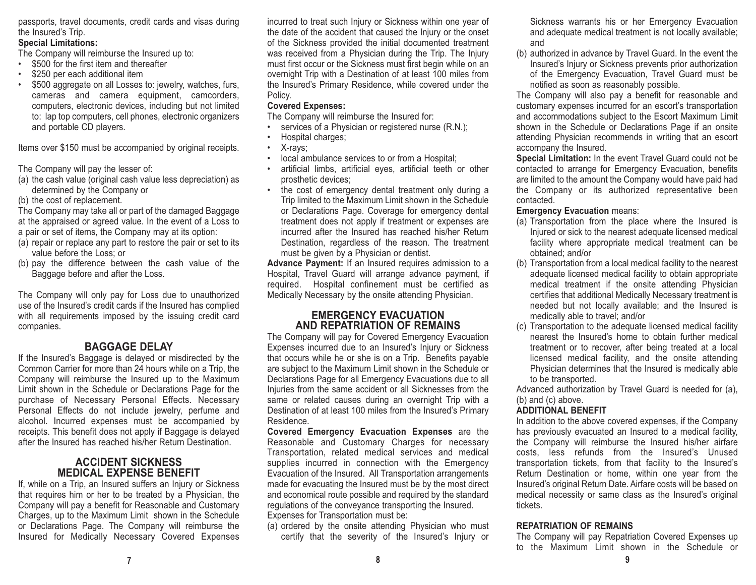passports, travel documents, credit cards and visas during the Insured's Trip.

**Special Limitations:**

The Company will reimburse the Insured up to:

- $500 for the first item and thereafter
- $250 per each additional item
- $500 aggregate on all Losses to: jewelry, watches, furs, cameras and camera equipment, camcorders, computers, electronic devices, including but not limited to: lap top computers, cell phones, electronic organizers and portable CD players.

Items over $150 must be accompanied by original receipts.

The Company will pay the lesser of:

(a) the cash value (original cash value less depreciation) as determined by the Company or
(b) the cost of replacement.

The Company may take all or part of the damaged Baggage at the appraised or agreed value. In the event of a Loss to a pair or set of items, the Company may at its option:

(a) repair or replace any part to restore the pair or set to its value before the Loss; or
(b) pay the difference between the cash value of the Baggage before and after the Loss.

The Company will only pay for Loss due to unauthorized use of the Insured's credit cards if the Insured has complied with all requirements imposed by the issuing credit card companies.

## BAGGAGE DELAY

If the Insured's Baggage is delayed or misdirected by the Common Carrier for more than 24 hours while on a Trip, the Company will reimburse the Insured up to the Maximum Limit shown in the Schedule or Declarations Page for the purchase of Necessary Personal Effects. Necessary Personal Effects do not include jewelry, perfume and alcohol. Incurred expenses must be accompanied by receipts. This benefit does not apply if Baggage is delayed after the Insured has reached his/her Return Destination.

## ACCIDENT SICKNESS MEDICAL EXPENSE BENEFIT

If, while on a Trip, an Insured suffers an Injury or Sickness that requires him or her to be treated by a Physician, the Company will pay a benefit for Reasonable and Customary Charges, up to the Maximum Limit shown in the Schedule or Declarations Page. The Company will reimburse the Insured for Medically Necessary Covered Expenses incurred to treat such Injury or Sickness within one year of the date of the accident that caused the Injury or the onset of the Sickness provided the initial documented treatment was received from a Physician during the Trip. The Injury must first occur or the Sickness must first begin while on an overnight Trip with a Destination of at least 100 miles from the Insured's Primary Residence, while covered under the Policy.

**Covered Expenses:**

The Company will reimburse the Insured for:

- services of a Physician or registered nurse (R.N.);
- Hospital charges;
- X-rays;
- local ambulance services to or from a Hospital;
- artificial limbs, artificial eyes, artificial teeth or other prosthetic devices;
- the cost of emergency dental treatment only during a Trip limited to the Maximum Limit shown in the Schedule or Declarations Page. Coverage for emergency dental treatment does not apply if treatment or expenses are incurred after the Insured has reached his/her Return Destination, regardless of the reason. The treatment must be given by a Physician or dentist.

**Advance Payment:** If an Insured requires admission to a Hospital, Travel Guard will arrange advance payment, if required. Hospital confinement must be certified as Medically Necessary by the onsite attending Physician.

## EMERGENCY EVACUATION AND REPATRIATION OF REMAINS

The Company will pay for Covered Emergency Evacuation Expenses incurred due to an Insured's Injury or Sickness that occurs while he or she is on a Trip. Benefits payable are subject to the Maximum Limit shown in the Schedule or Declarations Page for all Emergency Evacuations due to all Injuries from the same accident or all Sicknesses from the same or related causes during an overnight Trip with a Destination of at least 100 miles from the Insured's Primary Residence.

**Covered Emergency Evacuation Expenses** are the Reasonable and Customary Charges for necessary Transportation, related medical services and medical supplies incurred in connection with the Emergency Evacuation of the Insured. All Transportation arrangements made for evacuating the Insured must be by the most direct and economical route possible and required by the standard regulations of the conveyance transporting the Insured.

Expenses for Transportation must be:

(a) ordered by the onsite attending Physician who must certify that the severity of the Insured's Injury or Sickness warrants his or her Emergency Evacuation and adequate medical treatment is not locally available; and
(b) authorized in advance by Travel Guard. In the event the Insured's Injury or Sickness prevents prior authorization of the Emergency Evacuation, Travel Guard must be notified as soon as reasonably possible.

The Company will also pay a benefit for reasonable and customary expenses incurred for an escort's transportation and accommodations subject to the Escort Maximum Limit shown in the Schedule or Declarations Page if an onsite attending Physician recommends in writing that an escort accompany the Insured.

**Special Limitation:** In the event Travel Guard could not be contacted to arrange for Emergency Evacuation, benefits are limited to the amount the Company would have paid had the Company or its authorized representative been contacted.

**Emergency Evacuation** means:

(a) Transportation from the place where the Insured is Injured or sick to the nearest adequate licensed medical facility where appropriate medical treatment can be obtained; and/or
(b) Transportation from a local medical facility to the nearest adequate licensed medical facility to obtain appropriate medical treatment if the onsite attending Physician certifies that additional Medically Necessary treatment is needed but not locally available; and the Insured is medically able to travel; and/or
(c) Transportation to the adequate licensed medical facility nearest the Insured's home to obtain further medical treatment or to recover, after being treated at a local licensed medical facility, and the onsite attending Physician determines that the Insured is medically able to be transported.

Advanced authorization by Travel Guard is needed for (a), (b) and (c) above.

**ADDITIONAL BENEFIT**

In addition to the above covered expenses, if the Company has previously evacuated an Insured to a medical facility, the Company will reimburse the Insured his/her airfare costs, less refunds from the Insured's Unused transportation tickets, from that facility to the Insured's Return Destination or home, within one year from the Insured's original Return Date. Airfare costs will be based on medical necessity or same class as the Insured's original tickets.

**REPATRIATION OF REMAINS**

The Company will pay Repatriation Covered Expenses up to the Maximum Limit shown in the Schedule or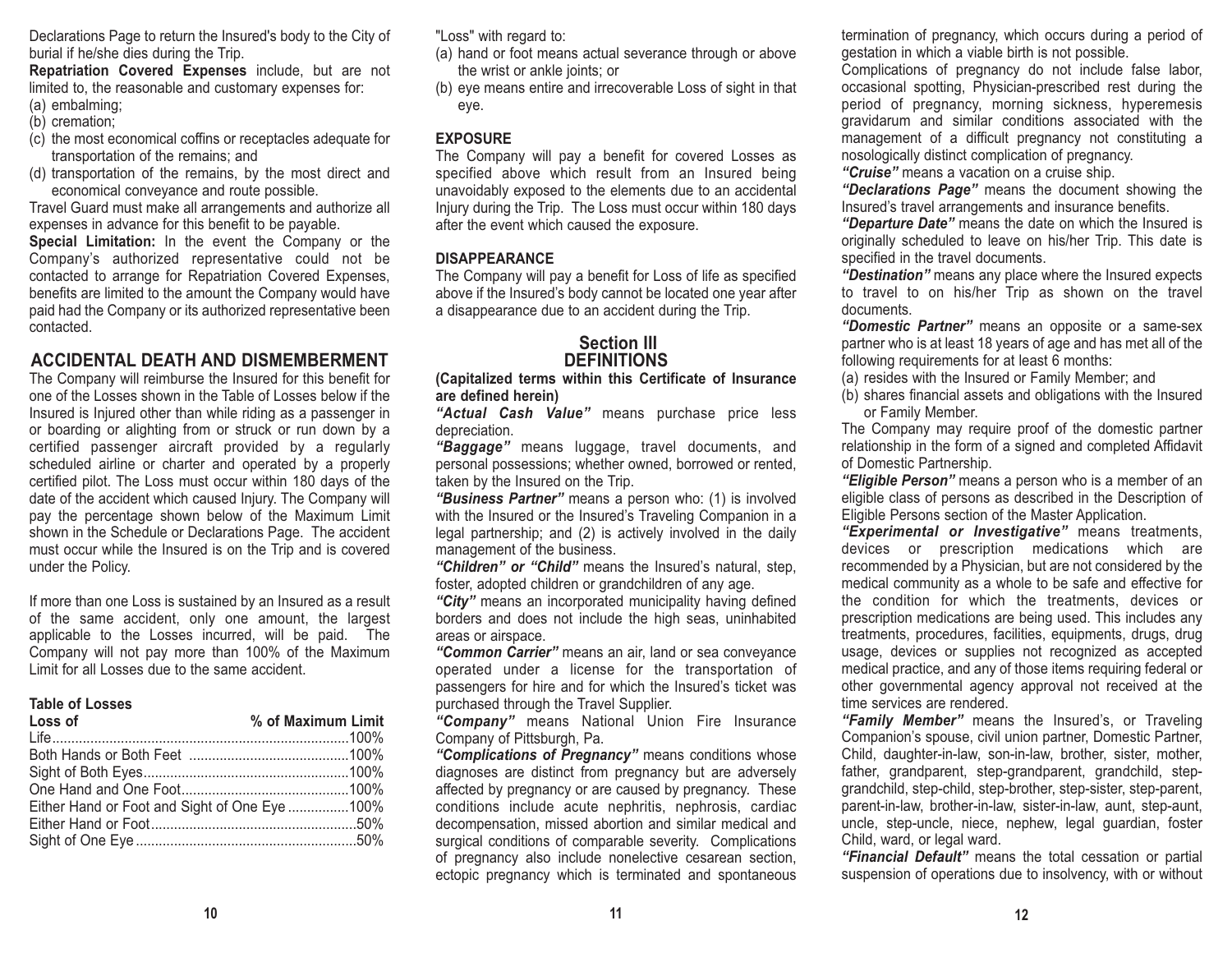Declarations Page to return the Insured's body to the City of burial if he/she dies during the Trip.

**Repatriation Covered Expenses** include, but are not limited to, the reasonable and customary expenses for:

(a) embalming;
(b) cremation;
(c) the most economical coffins or receptacles adequate for transportation of the remains; and
(d) transportation of the remains, by the most direct and economical conveyance and route possible.

Travel Guard must make all arrangements and authorize all expenses in advance for this benefit to be payable.

**Special Limitation:** In the event the Company or the Company's authorized representative could not be contacted to arrange for Repatriation Covered Expenses, benefits are limited to the amount the Company would have paid had the Company or its authorized representative been contacted.

## ACCIDENTAL DEATH AND DISMEMBERMENT

The Company will reimburse the Insured for this benefit for one of the Losses shown in the Table of Losses below if the Insured is Injured other than while riding as a passenger in or boarding or alighting from or struck or run down by a certified passenger aircraft provided by a regularly scheduled airline or charter and operated by a properly certified pilot. The Loss must occur within 180 days of the date of the accident which caused Injury. The Company will pay the percentage shown below of the Maximum Limit shown in the Schedule or Declarations Page. The accident must occur while the Insured is on the Trip and is covered under the Policy.

If more than one Loss is sustained by an Insured as a result of the same accident, only one amount, the largest applicable to the Losses incurred, will be paid. The Company will not pay more than 100% of the Maximum Limit for all Losses due to the same accident.

**Table of Losses**

| Loss of | % of Maximum Limit |
|---|---|
| Life | 100% |
| Both Hands or Both Feet | 100% |
| Sight of Both Eyes | 100% |
| One Hand and One Foot | 100% |
| Either Hand or Foot and Sight of One Eye | 100% |
| Either Hand or Foot | 50% |
| Sight of One Eye | 50% |

"Loss" with regard to:

(a) hand or foot means actual severance through or above the wrist or ankle joints; or
(b) eye means entire and irrecoverable Loss of sight in that eye.

**EXPOSURE**

The Company will pay a benefit for covered Losses as specified above which result from an Insured being unavoidably exposed to the elements due to an accidental Injury during the Trip. The Loss must occur within 180 days after the event which caused the exposure.

**DISAPPEARANCE**

The Company will pay a benefit for Loss of life as specified above if the Insured's body cannot be located one year after a disappearance due to an accident during the Trip.

## Section III
## DEFINITIONS

**(Capitalized terms within this Certificate of Insurance are defined herein)**

***"Actual Cash Value"*** means purchase price less depreciation.

***"Baggage"*** means luggage, travel documents, and personal possessions; whether owned, borrowed or rented, taken by the Insured on the Trip.

***"Business Partner"*** means a person who: (1) is involved with the Insured or the Insured's Traveling Companion in a legal partnership; and (2) is actively involved in the daily management of the business.

***"Children" or "Child"*** means the Insured's natural, step, foster, adopted children or grandchildren of any age.

***"City"*** means an incorporated municipality having defined borders and does not include the high seas, uninhabited areas or airspace.

***"Common Carrier"*** means an air, land or sea conveyance operated under a license for the transportation of passengers for hire and for which the Insured's ticket was purchased through the Travel Supplier.

***"Company"*** means National Union Fire Insurance Company of Pittsburgh, Pa.

***"Complications of Pregnancy"*** means conditions whose diagnoses are distinct from pregnancy but are adversely affected by pregnancy or are caused by pregnancy. These conditions include acute nephritis, nephrosis, cardiac decompensation, missed abortion and similar medical and surgical conditions of comparable severity. Complications of pregnancy also include nonelective cesarean section, ectopic pregnancy which is terminated and spontaneous termination of pregnancy, which occurs during a period of gestation in which a viable birth is not possible.

Complications of pregnancy do not include false labor, occasional spotting, Physician-prescribed rest during the period of pregnancy, morning sickness, hyperemesis gravidarum and similar conditions associated with the management of a difficult pregnancy not constituting a nosologically distinct complication of pregnancy.

***"Cruise"*** means a vacation on a cruise ship.

***"Declarations Page"*** means the document showing the Insured's travel arrangements and insurance benefits.

***"Departure Date"*** means the date on which the Insured is originally scheduled to leave on his/her Trip. This date is specified in the travel documents.

***"Destination"*** means any place where the Insured expects to travel to on his/her Trip as shown on the travel documents.

***"Domestic Partner"*** means an opposite or a same-sex partner who is at least 18 years of age and has met all of the following requirements for at least 6 months:

(a) resides with the Insured or Family Member; and
(b) shares financial assets and obligations with the Insured or Family Member.

The Company may require proof of the domestic partner relationship in the form of a signed and completed Affidavit of Domestic Partnership.

***"Eligible Person"*** means a person who is a member of an eligible class of persons as described in the Description of Eligible Persons section of the Master Application.

***"Experimental or Investigative"*** means treatments, devices or prescription medications which are recommended by a Physician, but are not considered by the medical community as a whole to be safe and effective for the condition for which the treatments, devices or prescription medications are being used. This includes any treatments, procedures, facilities, equipments, drugs, drug usage, devices or supplies not recognized as accepted medical practice, and any of those items requiring federal or other governmental agency approval not received at the time services are rendered.

***"Family Member"*** means the Insured's, or Traveling Companion's spouse, civil union partner, Domestic Partner, Child, daughter-in-law, son-in-law, brother, sister, mother, father, grandparent, step-grandparent, grandchild, step-grandchild, step-child, step-brother, step-sister, step-parent, parent-in-law, brother-in-law, sister-in-law, aunt, step-aunt, uncle, step-uncle, niece, nephew, legal guardian, foster Child, ward, or legal ward.

***"Financial Default"*** means the total cessation or partial suspension of operations due to insolvency, with or without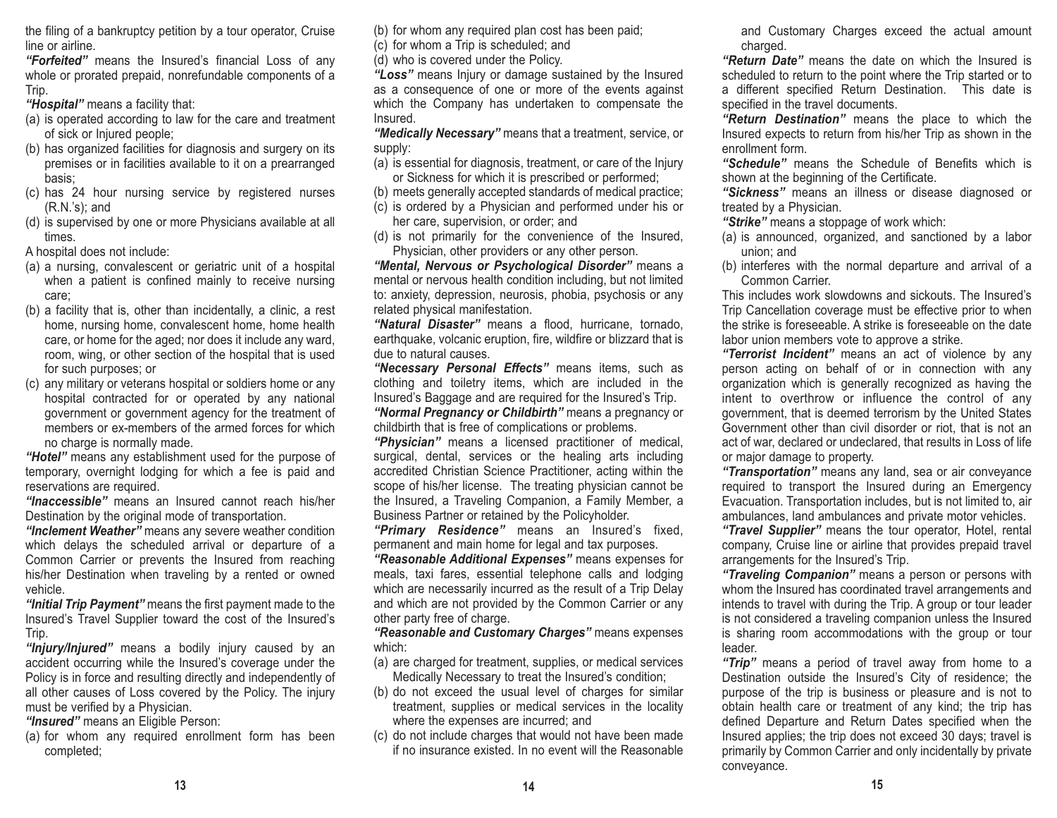the filing of a bankruptcy petition by a tour operator, Cruise line or airline.

***"Forfeited"*** means the Insured's financial Loss of any whole or prorated prepaid, nonrefundable components of a Trip.

***"Hospital"*** means a facility that:

(a) is operated according to law for the care and treatment of sick or Injured people;
(b) has organized facilities for diagnosis and surgery on its premises or in facilities available to it on a prearranged basis;
(c) has 24 hour nursing service by registered nurses (R.N.'s); and
(d) is supervised by one or more Physicians available at all times.

A hospital does not include:

(a) a nursing, convalescent or geriatric unit of a hospital when a patient is confined mainly to receive nursing care;
(b) a facility that is, other than incidentally, a clinic, a rest home, nursing home, convalescent home, home health care, or home for the aged; nor does it include any ward, room, wing, or other section of the hospital that is used for such purposes; or
(c) any military or veterans hospital or soldiers home or any hospital contracted for or operated by any national government or government agency for the treatment of members or ex-members of the armed forces for which no charge is normally made.

***"Hotel"*** means any establishment used for the purpose of temporary, overnight lodging for which a fee is paid and reservations are required.

***"Inaccessible"*** means an Insured cannot reach his/her Destination by the original mode of transportation.

***"Inclement Weather"*** means any severe weather condition which delays the scheduled arrival or departure of a Common Carrier or prevents the Insured from reaching his/her Destination when traveling by a rented or owned vehicle.

***"Initial Trip Payment"*** means the first payment made to the Insured's Travel Supplier toward the cost of the Insured's Trip.

***"Injury/Injured"*** means a bodily injury caused by an accident occurring while the Insured's coverage under the Policy is in force and resulting directly and independently of all other causes of Loss covered by the Policy. The injury must be verified by a Physician.

***"Insured"*** means an Eligible Person:

(a) for whom any required enrollment form has been completed;
(b) for whom any required plan cost has been paid;
(c) for whom a Trip is scheduled; and
(d) who is covered under the Policy.

***"Loss"*** means Injury or damage sustained by the Insured as a consequence of one or more of the events against which the Company has undertaken to compensate the Insured.

***"Medically Necessary"*** means that a treatment, service, or supply:

(a) is essential for diagnosis, treatment, or care of the Injury or Sickness for which it is prescribed or performed;
(b) meets generally accepted standards of medical practice;
(c) is ordered by a Physician and performed under his or her care, supervision, or order; and
(d) is not primarily for the convenience of the Insured, Physician, other providers or any other person.

***"Mental, Nervous or Psychological Disorder"*** means a mental or nervous health condition including, but not limited to: anxiety, depression, neurosis, phobia, psychosis or any related physical manifestation.

***"Natural Disaster"*** means a flood, hurricane, tornado, earthquake, volcanic eruption, fire, wildfire or blizzard that is due to natural causes.

***"Necessary Personal Effects"*** means items, such as clothing and toiletry items, which are included in the Insured's Baggage and are required for the Insured's Trip.

***"Normal Pregnancy or Childbirth"*** means a pregnancy or childbirth that is free of complications or problems.

***"Physician"*** means a licensed practitioner of medical, surgical, dental, services or the healing arts including accredited Christian Science Practitioner, acting within the scope of his/her license. The treating physician cannot be the Insured, a Traveling Companion, a Family Member, a Business Partner or retained by the Policyholder.

***"Primary Residence"*** means an Insured's fixed, permanent and main home for legal and tax purposes.

***"Reasonable Additional Expenses"*** means expenses for meals, taxi fares, essential telephone calls and lodging which are necessarily incurred as the result of a Trip Delay and which are not provided by the Common Carrier or any other party free of charge.

***"Reasonable and Customary Charges"*** means expenses which:

(a) are charged for treatment, supplies, or medical services Medically Necessary to treat the Insured's condition;
(b) do not exceed the usual level of charges for similar treatment, supplies or medical services in the locality where the expenses are incurred; and
(c) do not include charges that would not have been made if no insurance existed. In no event will the Reasonable and Customary Charges exceed the actual amount charged.

***"Return Date"*** means the date on which the Insured is scheduled to return to the point where the Trip started or to a different specified Return Destination. This date is specified in the travel documents.

***"Return Destination"*** means the place to which the Insured expects to return from his/her Trip as shown in the enrollment form.

***"Schedule"*** means the Schedule of Benefits which is shown at the beginning of the Certificate.

***"Sickness"*** means an illness or disease diagnosed or treated by a Physician.

***"Strike"*** means a stoppage of work which:

(a) is announced, organized, and sanctioned by a labor union; and
(b) interferes with the normal departure and arrival of a Common Carrier.

This includes work slowdowns and sickouts. The Insured's Trip Cancellation coverage must be effective prior to when the strike is foreseeable. A strike is foreseeable on the date labor union members vote to approve a strike.

***"Terrorist Incident"*** means an act of violence by any person acting on behalf of or in connection with any organization which is generally recognized as having the intent to overthrow or influence the control of any government, that is deemed terrorism by the United States Government other than civil disorder or riot, that is not an act of war, declared or undeclared, that results in Loss of life or major damage to property.

***"Transportation"*** means any land, sea or air conveyance required to transport the Insured during an Emergency Evacuation. Transportation includes, but is not limited to, air ambulances, land ambulances and private motor vehicles.

***"Travel Supplier"*** means the tour operator, Hotel, rental company, Cruise line or airline that provides prepaid travel arrangements for the Insured's Trip.

***"Traveling Companion"*** means a person or persons with whom the Insured has coordinated travel arrangements and intends to travel with during the Trip. A group or tour leader is not considered a traveling companion unless the Insured is sharing room accommodations with the group or tour leader.

***"Trip"*** means a period of travel away from home to a Destination outside the Insured's City of residence; the purpose of the trip is business or pleasure and is not to obtain health care or treatment of any kind; the trip has defined Departure and Return Dates specified when the Insured applies; the trip does not exceed 30 days; travel is primarily by Common Carrier and only incidentally by private conveyance.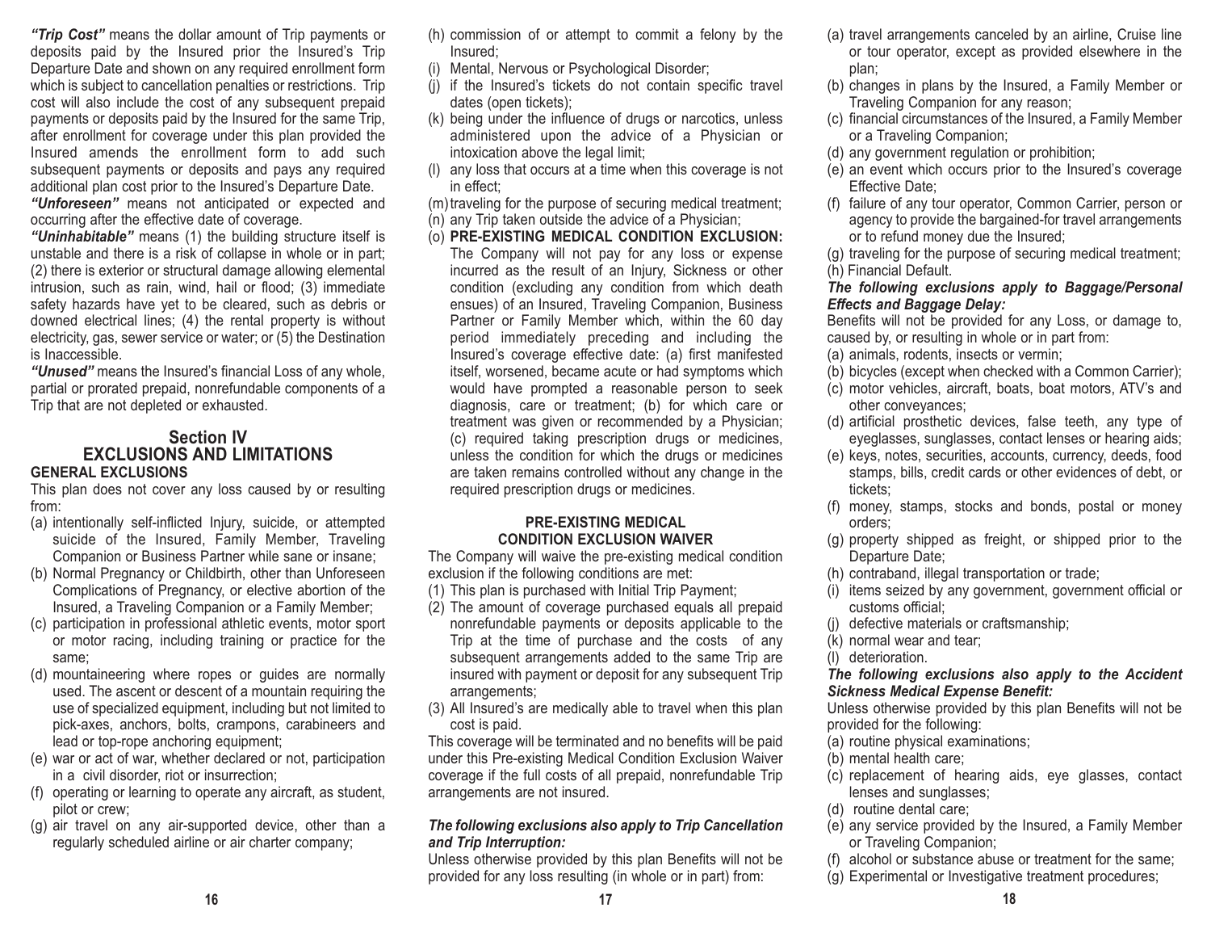***"Trip Cost"*** means the dollar amount of Trip payments or deposits paid by the Insured prior the Insured's Trip Departure Date and shown on any required enrollment form which is subject to cancellation penalties or restrictions. Trip cost will also include the cost of any subsequent prepaid payments or deposits paid by the Insured for the same Trip, after enrollment for coverage under this plan provided the Insured amends the enrollment form to add such subsequent payments or deposits and pays any required additional plan cost prior to the Insured's Departure Date.

***"Unforeseen"*** means not anticipated or expected and occurring after the effective date of coverage.

***"Uninhabitable"*** means (1) the building structure itself is unstable and there is a risk of collapse in whole or in part; (2) there is exterior or structural damage allowing elemental intrusion, such as rain, wind, hail or flood; (3) immediate safety hazards have yet to be cleared, such as debris or downed electrical lines; (4) the rental property is without electricity, gas, sewer service or water; or (5) the Destination is Inaccessible.

***"Unused"*** means the Insured's financial Loss of any whole, partial or prorated prepaid, nonrefundable components of a Trip that are not depleted or exhausted.

## Section IV
## EXCLUSIONS AND LIMITATIONS

**GENERAL EXCLUSIONS**

This plan does not cover any loss caused by or resulting from:

(a) intentionally self-inflicted Injury, suicide, or attempted suicide of the Insured, Family Member, Traveling Companion or Business Partner while sane or insane;
(b) Normal Pregnancy or Childbirth, other than Unforeseen Complications of Pregnancy, or elective abortion of the Insured, a Traveling Companion or a Family Member;
(c) participation in professional athletic events, motor sport or motor racing, including training or practice for the same;
(d) mountaineering where ropes or guides are normally used. The ascent or descent of a mountain requiring the use of specialized equipment, including but not limited to pick-axes, anchors, bolts, crampons, carabineers and lead or top-rope anchoring equipment;
(e) war or act of war, whether declared or not, participation in a civil disorder, riot or insurrection;
(f) operating or learning to operate any aircraft, as student, pilot or crew;
(g) air travel on any air-supported device, other than a regularly scheduled airline or air charter company;
(h) commission of or attempt to commit a felony by the Insured;
(i) Mental, Nervous or Psychological Disorder;
(j) if the Insured's tickets do not contain specific travel dates (open tickets);
(k) being under the influence of drugs or narcotics, unless administered upon the advice of a Physician or intoxication above the legal limit;
(l) any loss that occurs at a time when this coverage is not in effect;
(m) traveling for the purpose of securing medical treatment;
(n) any Trip taken outside the advice of a Physician;
(o) **PRE-EXISTING MEDICAL CONDITION EXCLUSION:** The Company will not pay for any loss or expense incurred as the result of an Injury, Sickness or other condition (excluding any condition from which death ensues) of an Insured, Traveling Companion, Business Partner or Family Member which, within the 60 day period immediately preceding and including the Insured's coverage effective date: (a) first manifested itself, worsened, became acute or had symptoms which would have prompted a reasonable person to seek diagnosis, care or treatment; (b) for which care or treatment was given or recommended by a Physician; (c) required taking prescription drugs or medicines, unless the condition for which the drugs or medicines are taken remains controlled without any change in the required prescription drugs or medicines.

**PRE-EXISTING MEDICAL CONDITION EXCLUSION WAIVER**

The Company will waive the pre-existing medical condition exclusion if the following conditions are met:

(1) This plan is purchased with Initial Trip Payment;
(2) The amount of coverage purchased equals all prepaid nonrefundable payments or deposits applicable to the Trip at the time of purchase and the costs of any subsequent arrangements added to the same Trip are insured with payment or deposit for any subsequent Trip arrangements;
(3) All Insured's are medically able to travel when this plan cost is paid.

This coverage will be terminated and no benefits will be paid under this Pre-existing Medical Condition Exclusion Waiver coverage if the full costs of all prepaid, nonrefundable Trip arrangements are not insured.

***The following exclusions also apply to Trip Cancellation and Trip Interruption:***

Unless otherwise provided by this plan Benefits will not be provided for any loss resulting (in whole or in part) from:

(a) travel arrangements canceled by an airline, Cruise line or tour operator, except as provided elsewhere in the plan;
(b) changes in plans by the Insured, a Family Member or Traveling Companion for any reason;
(c) financial circumstances of the Insured, a Family Member or a Traveling Companion;
(d) any government regulation or prohibition;
(e) an event which occurs prior to the Insured's coverage Effective Date;
(f) failure of any tour operator, Common Carrier, person or agency to provide the bargained-for travel arrangements or to refund money due the Insured;
(g) traveling for the purpose of securing medical treatment;
(h) Financial Default.

***The following exclusions apply to Baggage/Personal Effects and Baggage Delay:***

Benefits will not be provided for any Loss, or damage to, caused by, or resulting in whole or in part from:

(a) animals, rodents, insects or vermin;
(b) bicycles (except when checked with a Common Carrier);
(c) motor vehicles, aircraft, boats, boat motors, ATV's and other conveyances;
(d) artificial prosthetic devices, false teeth, any type of eyeglasses, sunglasses, contact lenses or hearing aids;
(e) keys, notes, securities, accounts, currency, deeds, food stamps, bills, credit cards or other evidences of debt, or tickets;
(f) money, stamps, stocks and bonds, postal or money orders;
(g) property shipped as freight, or shipped prior to the Departure Date;
(h) contraband, illegal transportation or trade;
(i) items seized by any government, government official or customs official;
(j) defective materials or craftsmanship;
(k) normal wear and tear;
(l) deterioration.

***The following exclusions also apply to the Accident Sickness Medical Expense Benefit:***

Unless otherwise provided by this plan Benefits will not be provided for the following:

(a) routine physical examinations;
(b) mental health care;
(c) replacement of hearing aids, eye glasses, contact lenses and sunglasses;
(d) routine dental care;
(e) any service provided by the Insured, a Family Member or Traveling Companion;
(f) alcohol or substance abuse or treatment for the same;
(g) Experimental or Investigative treatment procedures;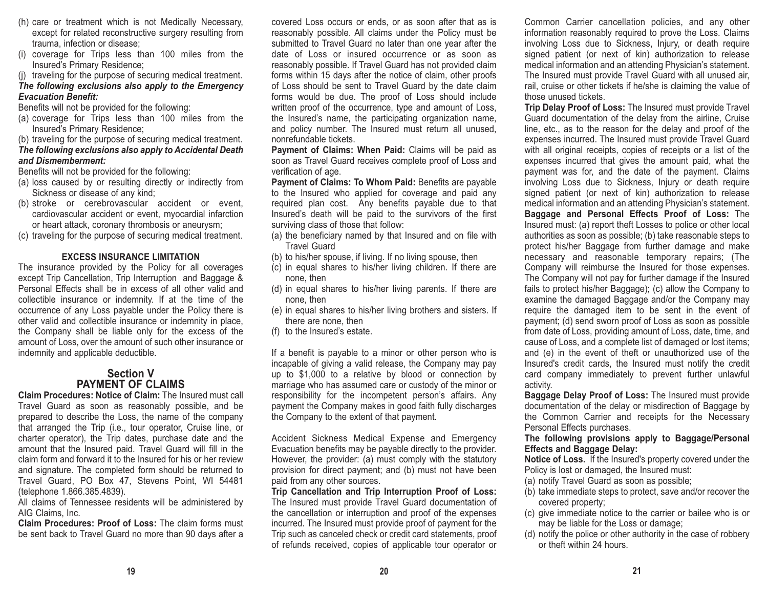(h) care or treatment which is not Medically Necessary, except for related reconstructive surgery resulting from trauma, infection or disease;

(i) coverage for Trips less than 100 miles from the Insured's Primary Residence;

(j) traveling for the purpose of securing medical treatment.

***The following exclusions also apply to the Emergency Evacuation Benefit:***

Benefits will not be provided for the following:

(a) coverage for Trips less than 100 miles from the Insured's Primary Residence;

(b) traveling for the purpose of securing medical treatment.

***The following exclusions also apply to Accidental Death and Dismemberment:***

Benefits will not be provided for the following:

(a) loss caused by or resulting directly or indirectly from Sickness or disease of any kind;

(b) stroke or cerebrovascular accident or event, cardiovascular accident or event, myocardial infarction or heart attack, coronary thrombosis or aneurysm;

(c) traveling for the purpose of securing medical treatment.

**EXCESS INSURANCE LIMITATION**

The insurance provided by the Policy for all coverages except Trip Cancellation, Trip Interruption and Baggage & Personal Effects shall be in excess of all other valid and collectible insurance or indemnity. If at the time of the occurrence of any Loss payable under the Policy there is other valid and collectible insurance or indemnity in place, the Company shall be liable only for the excess of the amount of Loss, over the amount of such other insurance or indemnity and applicable deductible.

## Section V
## PAYMENT OF CLAIMS

**Claim Procedures: Notice of Claim:** The Insured must call Travel Guard as soon as reasonably possible, and be prepared to describe the Loss, the name of the company that arranged the Trip (i.e., tour operator, Cruise line, or charter operator), the Trip dates, purchase date and the amount that the Insured paid. Travel Guard will fill in the claim form and forward it to the Insured for his or her review and signature. The completed form should be returned to Travel Guard, PO Box 47, Stevens Point, WI 54481 (telephone 1.866.385.4839).

All claims of Tennessee residents will be administered by AIG Claims, Inc.

**Claim Procedures: Proof of Loss:** The claim forms must be sent back to Travel Guard no more than 90 days after a covered Loss occurs or ends, or as soon after that as is reasonably possible. All claims under the Policy must be submitted to Travel Guard no later than one year after the date of Loss or insured occurrence or as soon as reasonably possible. If Travel Guard has not provided claim forms within 15 days after the notice of claim, other proofs of Loss should be sent to Travel Guard by the date claim forms would be due. The proof of Loss should include written proof of the occurrence, type and amount of Loss, the Insured's name, the participating organization name, and policy number. The Insured must return all unused, nonrefundable tickets.

**Payment of Claims: When Paid:** Claims will be paid as soon as Travel Guard receives complete proof of Loss and verification of age.

**Payment of Claims: To Whom Paid:** Benefits are payable to the Insured who applied for coverage and paid any required plan cost. Any benefits payable due to that Insured's death will be paid to the survivors of the first surviving class of those that follow:

(a) the beneficiary named by that Insured and on file with Travel Guard

(b) to his/her spouse, if living. If no living spouse, then

(c) in equal shares to his/her living children. If there are none, then

(d) in equal shares to his/her living parents. If there are none, then

(e) in equal shares to his/her living brothers and sisters. If there are none, then

(f) to the Insured's estate.

If a benefit is payable to a minor or other person who is incapable of giving a valid release, the Company may pay up to $1,000 to a relative by blood or connection by marriage who has assumed care or custody of the minor or responsibility for the incompetent person's affairs. Any payment the Company makes in good faith fully discharges the Company to the extent of that payment.

Accident Sickness Medical Expense and Emergency Evacuation benefits may be payable directly to the provider. However, the provider: (a) must comply with the statutory provision for direct payment; and (b) must not have been paid from any other sources.

**Trip Cancellation and Trip Interruption Proof of Loss:** The Insured must provide Travel Guard documentation of the cancellation or interruption and proof of the expenses incurred. The Insured must provide proof of payment for the Trip such as canceled check or credit card statements, proof of refunds received, copies of applicable tour operator or Common Carrier cancellation policies, and any other information reasonably required to prove the Loss. Claims involving Loss due to Sickness, Injury, or death require signed patient (or next of kin) authorization to release medical information and an attending Physician's statement. The Insured must provide Travel Guard with all unused air, rail, cruise or other tickets if he/she is claiming the value of those unused tickets.

**Trip Delay Proof of Loss:** The Insured must provide Travel Guard documentation of the delay from the airline, Cruise line, etc., as to the reason for the delay and proof of the expenses incurred. The Insured must provide Travel Guard with all original receipts, copies of receipts or a list of the expenses incurred that gives the amount paid, what the payment was for, and the date of the payment. Claims involving Loss due to Sickness, Injury or death require signed patient (or next of kin) authorization to release medical information and an attending Physician's statement.

**Baggage and Personal Effects Proof of Loss:** The Insured must: (a) report theft Losses to police or other local authorities as soon as possible; (b) take reasonable steps to protect his/her Baggage from further damage and make necessary and reasonable temporary repairs; (The Company will reimburse the Insured for those expenses. The Company will not pay for further damage if the Insured fails to protect his/her Baggage); (c) allow the Company to examine the damaged Baggage and/or the Company may require the damaged item to be sent in the event of payment; (d) send sworn proof of Loss as soon as possible from date of Loss, providing amount of Loss, date, time, and cause of Loss, and a complete list of damaged or lost items; and (e) in the event of theft or unauthorized use of the Insured's credit cards, the Insured must notify the credit card company immediately to prevent further unlawful activity.

**Baggage Delay Proof of Loss:** The Insured must provide documentation of the delay or misdirection of Baggage by the Common Carrier and receipts for the Necessary Personal Effects purchases.

**The following provisions apply to Baggage/Personal Effects and Baggage Delay:**

**Notice of Loss.** If the Insured's property covered under the Policy is lost or damaged, the Insured must:

(a) notify Travel Guard as soon as possible;

(b) take immediate steps to protect, save and/or recover the covered property;

(c) give immediate notice to the carrier or bailee who is or may be liable for the Loss or damage;

(d) notify the police or other authority in the case of robbery or theft within 24 hours.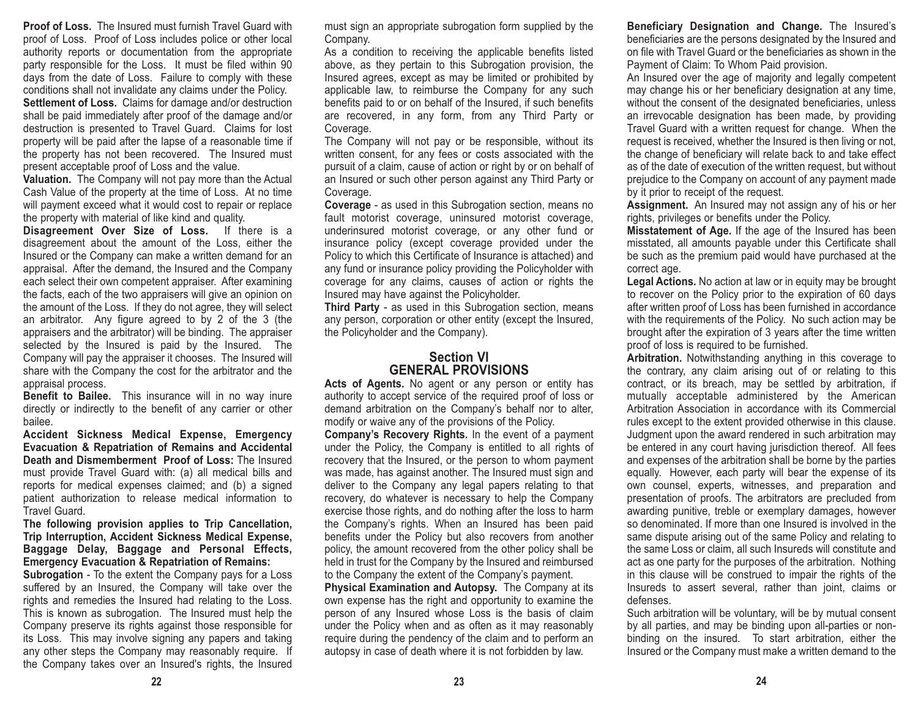**Proof of Loss.** The Insured must furnish Travel Guard with proof of Loss. Proof of Loss includes police or other local authority reports or documentation from the appropriate party responsible for the Loss. It must be filed within 90 days from the date of Loss. Failure to comply with these conditions shall not invalidate any claims under the Policy.

**Settlement of Loss.** Claims for damage and/or destruction shall be paid immediately after proof of the damage and/or destruction is presented to Travel Guard. Claims for lost property will be paid after the lapse of a reasonable time if the property has not been recovered. The Insured must present acceptable proof of Loss and the value.

**Valuation.** The Company will not pay more than the Actual Cash Value of the property at the time of Loss. At no time will payment exceed what it would cost to repair or replace the property with material of like kind and quality.

**Disagreement Over Size of Loss.** If there is a disagreement about the amount of the Loss, either the Insured or the Company can make a written demand for an appraisal. After the demand, the Insured and the Company each select their own competent appraiser. After examining the facts, each of the two appraisers will give an opinion on the amount of the Loss. If they do not agree, they will select an arbitrator. Any figure agreed to by 2 of the 3 (the appraisers and the arbitrator) will be binding. The appraiser selected by the Insured is paid by the Insured. The Company will pay the appraiser it chooses. The Insured will share with the Company the cost for the arbitrator and the appraisal process.

**Benefit to Bailee.** This insurance will in no way inure directly or indirectly to the benefit of any carrier or other bailee.

**Accident Sickness Medical Expense, Emergency Evacuation & Repatriation of Remains and Accidental Death and Dismemberment Proof of Loss:** The Insured must provide Travel Guard with: (a) all medical bills and reports for medical expenses claimed; and (b) a signed patient authorization to release medical information to Travel Guard.

**The following provision applies to Trip Cancellation, Trip Interruption, Accident Sickness Medical Expense, Baggage Delay, Baggage and Personal Effects, Emergency Evacuation & Repatriation of Remains:**

**Subrogation** - To the extent the Company pays for a Loss suffered by an Insured, the Company will take over the rights and remedies the Insured had relating to the Loss. This is known as subrogation. The Insured must help the Company preserve its rights against those responsible for its Loss. This may involve signing any papers and taking any other steps the Company may reasonably require. If the Company takes over an Insured's rights, the Insured must sign an appropriate subrogation form supplied by the Company.

As a condition to receiving the applicable benefits listed above, as they pertain to this Subrogation provision, the Insured agrees, except as may be limited or prohibited by applicable law, to reimburse the Company for any such benefits paid to or on behalf of the Insured, if such benefits are recovered, in any form, from any Third Party or Coverage.

The Company will not pay or be responsible, without its written consent, for any fees or costs associated with the pursuit of a claim, cause of action or right by or on behalf of an Insured or such other person against any Third Party or Coverage.

**Coverage** - as used in this Subrogation section, means no fault motorist coverage, uninsured motorist coverage, underinsured motorist coverage, or any other fund or insurance policy (except coverage provided under the Policy to which this Certificate of Insurance is attached) and any fund or insurance policy providing the Policyholder with coverage for any claims, causes of action or rights the Insured may have against the Policyholder.

**Third Party** - as used in this Subrogation section, means any person, corporation or other entity (except the Insured, the Policyholder and the Company).

## Section VI
## GENERAL PROVISIONS

**Acts of Agents.** No agent or any person or entity has authority to accept service of the required proof of loss or demand arbitration on the Company's behalf nor to alter, modify or waive any of the provisions of the Policy.

**Company's Recovery Rights.** In the event of a payment under the Policy, the Company is entitled to all rights of recovery that the Insured, or the person to whom payment was made, has against another. The Insured must sign and deliver to the Company any legal papers relating to that recovery, do whatever is necessary to help the Company exercise those rights, and do nothing after the loss to harm the Company's rights. When an Insured has been paid benefits under the Policy but also recovers from another policy, the amount recovered from the other policy shall be held in trust for the Company by the Insured and reimbursed to the Company the extent of the Company's payment.

**Physical Examination and Autopsy.** The Company at its own expense has the right and opportunity to examine the person of any Insured whose Loss is the basis of claim under the Policy when and as often as it may reasonably require during the pendency of the claim and to perform an autopsy in case of death where it is not forbidden by law.

**Beneficiary Designation and Change.** The Insured's beneficiaries are the persons designated by the Insured and on file with Travel Guard or the beneficiaries as shown in the Payment of Claim: To Whom Paid provision.

An Insured over the age of majority and legally competent may change his or her beneficiary designation at any time, without the consent of the designated beneficiaries, unless an irrevocable designation has been made, by providing Travel Guard with a written request for change. When the request is received, whether the Insured is then living or not, the change of beneficiary will relate back to and take effect as of the date of execution of the written request, but without prejudice to the Company on account of any payment made by it prior to receipt of the request.

**Assignment.** An Insured may not assign any of his or her rights, privileges or benefits under the Policy.

**Misstatement of Age.** If the age of the Insured has been misstated, all amounts payable under this Certificate shall be such as the premium paid would have purchased at the correct age.

**Legal Actions.** No action at law or in equity may be brought to recover on the Policy prior to the expiration of 60 days after written proof of Loss has been furnished in accordance with the requirements of the Policy. No such action may be brought after the expiration of 3 years after the time written proof of loss is required to be furnished.

**Arbitration.** Notwithstanding anything in this coverage to the contrary, any claim arising out of or relating to this contract, or its breach, may be settled by arbitration, if mutually acceptable administered by the American Arbitration Association in accordance with its Commercial rules except to the extent provided otherwise in this clause. Judgment upon the award rendered in such arbitration may be entered in any court having jurisdiction thereof. All fees and expenses of the arbitration shall be borne by the parties equally. However, each party will bear the expense of its own counsel, experts, witnesses, and preparation and presentation of proofs. The arbitrators are precluded from awarding punitive, treble or exemplary damages, however so denominated. If more than one Insured is involved in the same dispute arising out of the same Policy and relating to the same Loss or claim, all such Insureds will constitute and act as one party for the purposes of the arbitration. Nothing in this clause will be construed to impair the rights of the Insureds to assert several, rather than joint, claims or defenses.

Such arbitration will be voluntary, will be by mutual consent by all parties, and may be binding upon all-parties or non-binding on the insured. To start arbitration, either the Insured or the Company must make a written demand to the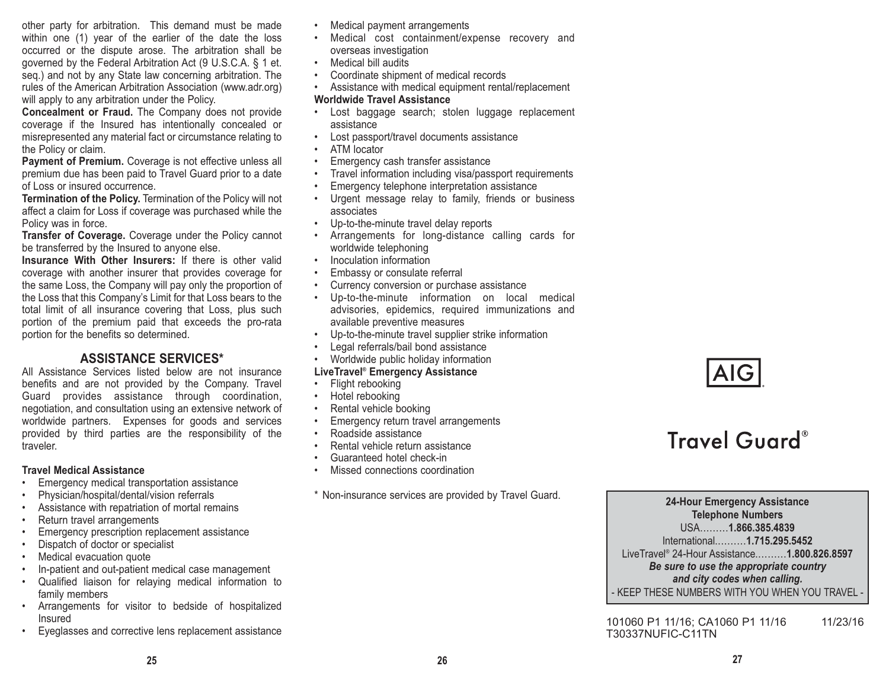other party for arbitration. This demand must be made within one (1) year of the earlier of the date the loss occurred or the dispute arose. The arbitration shall be governed by the Federal Arbitration Act (9 U.S.C.A. § 1 et. seq.) and not by any State law concerning arbitration. The rules of the American Arbitration Association (www.adr.org) will apply to any arbitration under the Policy.

**Concealment or Fraud.** The Company does not provide coverage if the Insured has intentionally concealed or misrepresented any material fact or circumstance relating to the Policy or claim.

**Payment of Premium.** Coverage is not effective unless all premium due has been paid to Travel Guard prior to a date of Loss or insured occurrence.

**Termination of the Policy.** Termination of the Policy will not affect a claim for Loss if coverage was purchased while the Policy was in force.

**Transfer of Coverage.** Coverage under the Policy cannot be transferred by the Insured to anyone else.

**Insurance With Other Insurers:** If there is other valid coverage with another insurer that provides coverage for the same Loss, the Company will pay only the proportion of the Loss that this Company's Limit for that Loss bears to the total limit of all insurance covering that Loss, plus such portion of the premium paid that exceeds the pro-rata portion for the benefits so determined.

## ASSISTANCE SERVICES*

All Assistance Services listed below are not insurance benefits and are not provided by the Company. Travel Guard provides assistance through coordination, negotiation, and consultation using an extensive network of worldwide partners. Expenses for goods and services provided by third parties are the responsibility of the traveler.

**Travel Medical Assistance**

- Emergency medical transportation assistance
- Physician/hospital/dental/vision referrals
- Assistance with repatriation of mortal remains
- Return travel arrangements
- Emergency prescription replacement assistance
- Dispatch of doctor or specialist
- Medical evacuation quote
- In-patient and out-patient medical case management
- Qualified liaison for relaying medical information to family members
- Arrangements for visitor to bedside of hospitalized Insured
- Eyeglasses and corrective lens replacement assistance
- Medical payment arrangements
- Medical cost containment/expense recovery and overseas investigation
- Medical bill audits
- Coordinate shipment of medical records
- Assistance with medical equipment rental/replacement

**Worldwide Travel Assistance**

- Lost baggage search; stolen luggage replacement assistance
- Lost passport/travel documents assistance
- ATM locator
- Emergency cash transfer assistance
- Travel information including visa/passport requirements
- Emergency telephone interpretation assistance
- Urgent message relay to family, friends or business associates
- Up-to-the-minute travel delay reports
- Arrangements for long-distance calling cards for worldwide telephoning
- Inoculation information
- Embassy or consulate referral
- Currency conversion or purchase assistance
- Up-to-the-minute information on local medical advisories, epidemics, required immunizations and available preventive measures
- Up-to-the-minute travel supplier strike information
- Legal referrals/bail bond assistance
- Worldwide public holiday information

**LiveTravel® Emergency Assistance**

- Flight rebooking
- Hotel rebooking
- Rental vehicle booking
- Emergency return travel arrangements
- Roadside assistance
- Rental vehicle return assistance
- Guaranteed hotel check-in
- Missed connections coordination

\* Non-insurance services are provided by Travel Guard.

AIG

Travel Guard®

**24-Hour Emergency Assistance Telephone Numbers**

USA………**1.866.385.4839**

International.………**1.715.295.5452**

LiveTravel® 24-Hour Assistance.………**1.800.826.8597**

***Be sure to use the appropriate country and city codes when calling.***

- KEEP THESE NUMBERS WITH YOU WHEN YOU TRAVEL -

101060 P1 11/16; CA1060 P1 11/16 11/23/16
T30337NUFIC-C11TN